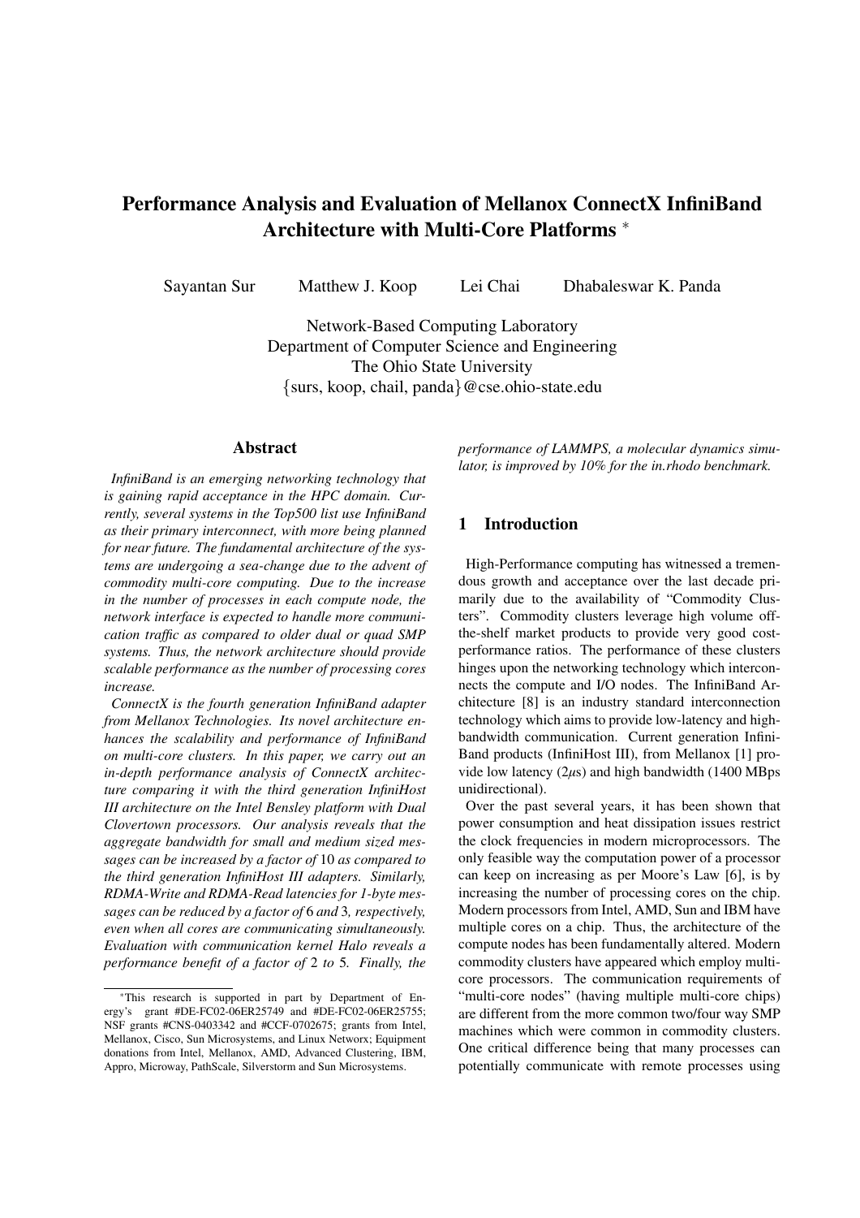# Performance Analysis and Evaluation of Mellanox ConnectX InfiniBand Architecture with Multi-Core Platforms *

Sayantan Sur Matthew J. Koop Lei Chai Dhabaleswar K. Panda

Network-Based Computing Laboratory
Department of Computer Science and Engineering
The Ohio State University
{surs, koop, chail, panda}@cse.ohio-state.edu

## Abstract

*InfiniBand is an emerging networking technology that is gaining rapid acceptance in the HPC domain. Currently, several systems in the Top500 list use InfiniBand as their primary interconnect, with more being planned for near future. The fundamental architecture of the systems are undergoing a sea-change due to the advent of commodity multi-core computing. Due to the increase in the number of processes in each compute node, the network interface is expected to handle more communication traffic as compared to older dual or quad SMP systems. Thus, the network architecture should provide scalable performance as the number of processing cores increase.*

*ConnectX is the fourth generation InfiniBand adapter from Mellanox Technologies. Its novel architecture enhances the scalability and performance of InfiniBand on multi-core clusters. In this paper, we carry out an in-depth performance analysis of ConnectX architecture comparing it with the third generation InfiniHost III architecture on the Intel Bensley platform with Dual Clovertown processors. Our analysis reveals that the aggregate bandwidth for small and medium sized messages can be increased by a factor of* 10 *as compared to the third generation InfiniHost III adapters. Similarly, RDMA-Write and RDMA-Read latencies for 1-byte messages can be reduced by a factor of* 6 *and* 3*, respectively, even when all cores are communicating simultaneously. Evaluation with communication kernel Halo reveals a performance benefit of a factor of* 2 *to* 5*. Finally, the performance of LAMMPS, a molecular dynamics simulator, is improved by 10% for the in.rhodo benchmark.*

## 1 Introduction

High-Performance computing has witnessed a tremendous growth and acceptance over the last decade primarily due to the availability of "Commodity Clusters". Commodity clusters leverage high volume off-the-shelf market products to provide very good cost-performance ratios. The performance of these clusters hinges upon the networking technology which interconnects the compute and I/O nodes. The InfiniBand Architecture [8] is an industry standard interconnection technology which aims to provide low-latency and high-bandwidth communication. Current generation InfiniBand products (InfiniHost III), from Mellanox [1] provide low latency (2$\mu$s) and high bandwidth (1400 MBps unidirectional).

Over the past several years, it has been shown that power consumption and heat dissipation issues restrict the clock frequencies in modern microprocessors. The only feasible way the computation power of a processor can keep on increasing as per Moore's Law [6], is by increasing the number of processing cores on the chip. Modern processors from Intel, AMD, Sun and IBM have multiple cores on a chip. Thus, the architecture of the compute nodes has been fundamentally altered. Modern commodity clusters have appeared which employ multi-core processors. The communication requirements of "multi-core nodes" (having multiple multi-core chips) are different from the more common two/four way SMP machines which were common in commodity clusters. One critical difference being that many processes can potentially communicate with remote processes using

*This research is supported in part by Department of Energy's grant #DE-FC02-06ER25749 and #DE-FC02-06ER25755; NSF grants #CNS-0403342 and #CCF-0702675; grants from Intel, Mellanox, Cisco, Sun Microsystems, and Linux Networx; Equipment donations from Intel, Mellanox, AMD, Advanced Clustering, IBM, Appro, Microway, PathScale, Silverstorm and Sun Microsystems.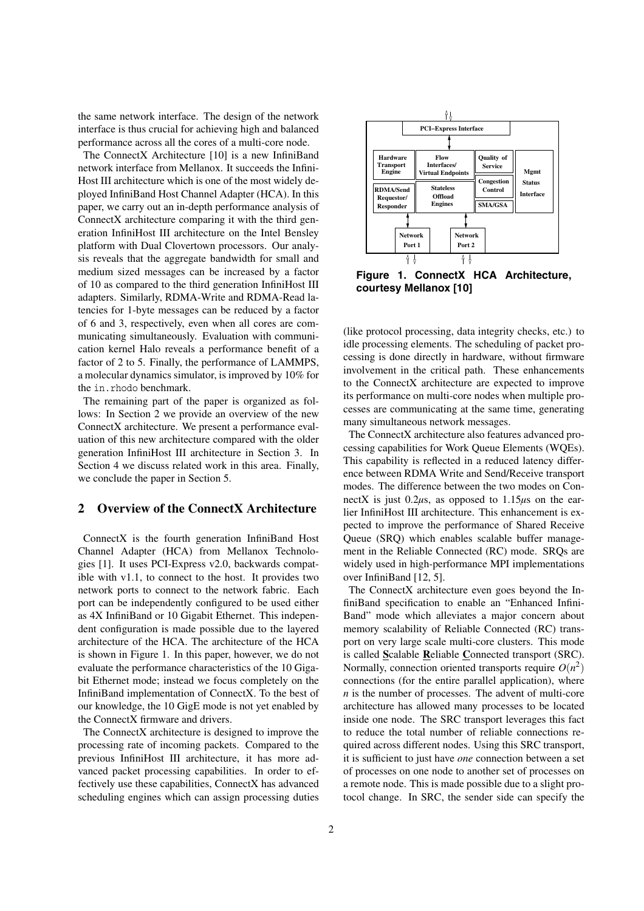the same network interface. The design of the network interface is thus crucial for achieving high and balanced performance across all the cores of a multi-core node.

The ConnectX Architecture [10] is a new InfiniBand network interface from Mellanox. It succeeds the InfiniHost III architecture which is one of the most widely deployed InfiniBand Host Channel Adapter (HCA). In this paper, we carry out an in-depth performance analysis of ConnectX architecture comparing it with the third generation InfiniHost III architecture on the Intel Bensley platform with Dual Clovertown processors. Our analysis reveals that the aggregate bandwidth for small and medium sized messages can be increased by a factor of 10 as compared to the third generation InfiniHost III adapters. Similarly, RDMA-Write and RDMA-Read latencies for 1-byte messages can be reduced by a factor of 6 and 3, respectively, even when all cores are communicating simultaneously. Evaluation with communication kernel Halo reveals a performance benefit of a factor of 2 to 5. Finally, the performance of LAMMPS, a molecular dynamics simulator, is improved by 10% for the `in.rhodo` benchmark.

The remaining part of the paper is organized as follows: In Section 2 we provide an overview of the new ConnectX architecture. We present a performance evaluation of this new architecture compared with the older generation InfiniHost III architecture in Section 3. In Section 4 we discuss related work in this area. Finally, we conclude the paper in Section 5.

## 2 Overview of the ConnectX Architecture

ConnectX is the fourth generation InfiniBand Host Channel Adapter (HCA) from Mellanox Technologies [1]. It uses PCI-Express v2.0, backwards compatible with v1.1, to connect to the host. It provides two network ports to connect to the network fabric. Each port can be independently configured to be used either as 4X InfiniBand or 10 Gigabit Ethernet. This independent configuration is made possible due to the layered architecture of the HCA. The architecture of the HCA is shown in Figure 1. In this paper, however, we do not evaluate the performance characteristics of the 10 Gigabit Ethernet mode; instead we focus completely on the InfiniBand implementation of ConnectX. To the best of our knowledge, the 10 GigE mode is not yet enabled by the ConnectX firmware and drivers.

The ConnectX architecture is designed to improve the processing rate of incoming packets. Compared to the previous InfiniHost III architecture, it has more advanced packet processing capabilities. In order to effectively use these capabilities, ConnectX has advanced scheduling engines which can assign processing duties

**Figure 1. ConnectX HCA Architecture, courtesy Mellanox [10]**

(like protocol processing, data integrity checks, etc.) to idle processing elements. The scheduling of packet processing is done directly in hardware, without firmware involvement in the critical path. These enhancements to the ConnectX architecture are expected to improve its performance on multi-core nodes when multiple processes are communicating at the same time, generating many simultaneous network messages.

The ConnectX architecture also features advanced processing capabilities for Work Queue Elements (WQEs). This capability is reflected in a reduced latency difference between RDMA Write and Send/Receive transport modes. The difference between the two modes on ConnectX is just 0.2$\mu$s, as opposed to 1.15$\mu$s on the earlier InfiniHost III architecture. This enhancement is expected to improve the performance of Shared Receive Queue (SRQ) which enables scalable buffer management in the Reliable Connected (RC) mode. SRQs are widely used in high-performance MPI implementations over InfiniBand [12, 5].

The ConnectX architecture even goes beyond the InfiniBand specification to enable an "Enhanced InfiniBand" mode which alleviates a major concern about memory scalability of Reliable Connected (RC) transport on very large scale multi-core clusters. This mode is called **S**calable **R**eliable **C**onnected transport (SRC). Normally, connection oriented transports require $O(n^2)$ connections (for the entire parallel application), where $n$ is the number of processes. The advent of multi-core architecture has allowed many processes to be located inside one node. The SRC transport leverages this fact to reduce the total number of reliable connections required across different nodes. Using this SRC transport, it is sufficient to just have *one* connection between a set of processes on one node to another set of processes on a remote node. This is made possible due to a slight protocol change. In SRC, the sender side can specify the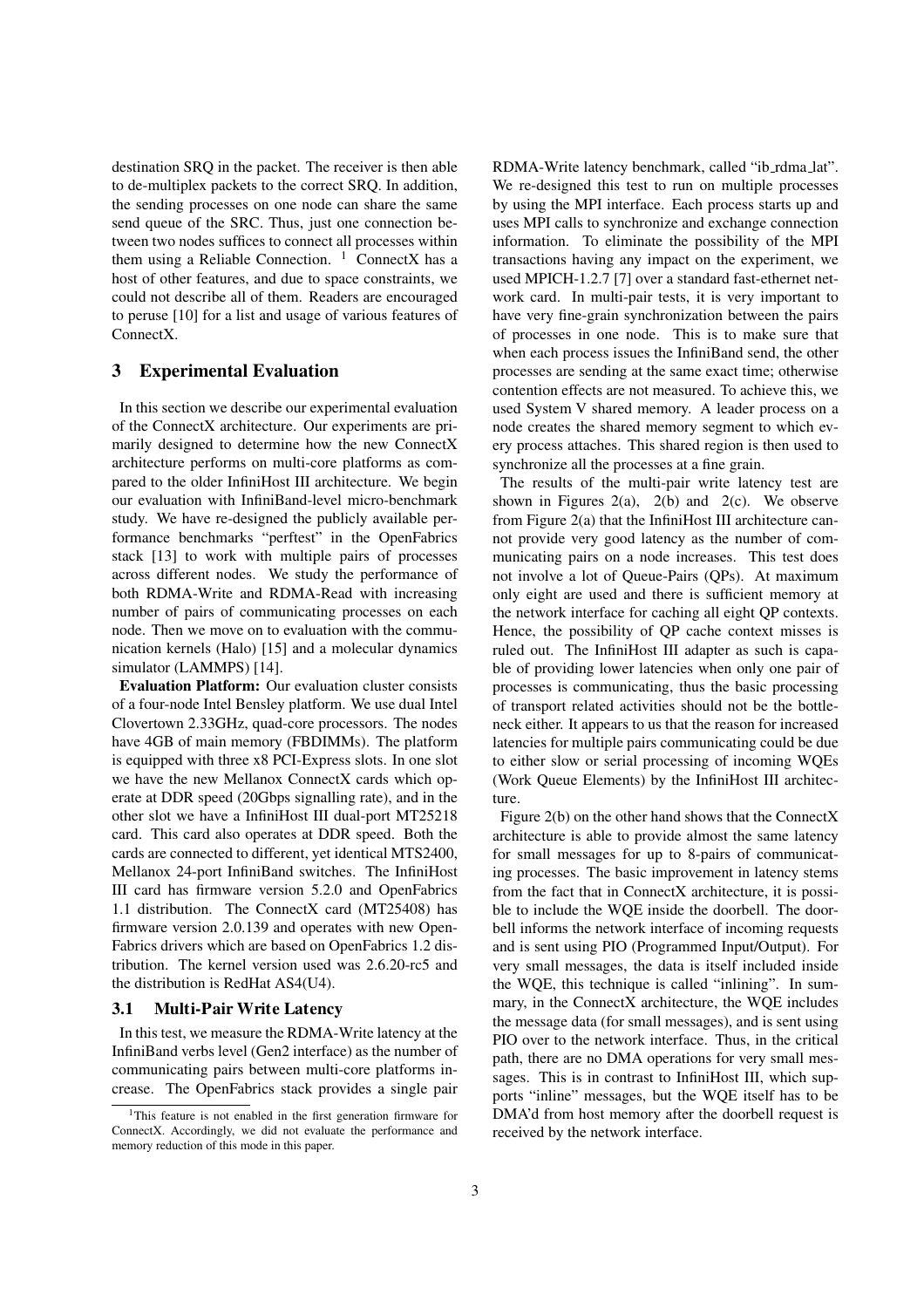destination SRQ in the packet. The receiver is then able to de-multiplex packets to the correct SRQ. In addition, the sending processes on one node can share the same send queue of the SRC. Thus, just one connection between two nodes suffices to connect all processes within them using a Reliable Connection. [1] ConnectX has a host of other features, and due to space constraints, we could not describe all of them. Readers are encouraged to peruse [10] for a list and usage of various features of ConnectX.

## 3 Experimental Evaluation

In this section we describe our experimental evaluation of the ConnectX architecture. Our experiments are primarily designed to determine how the new ConnectX architecture performs on multi-core platforms as compared to the older InfiniHost III architecture. We begin our evaluation with InfiniBand-level micro-benchmark study. We have re-designed the publicly available performance benchmarks "perftest" in the OpenFabrics stack [13] to work with multiple pairs of processes across different nodes. We study the performance of both RDMA-Write and RDMA-Read with increasing number of pairs of communicating processes on each node. Then we move on to evaluation with the communication kernels (Halo) [15] and a molecular dynamics simulator (LAMMPS) [14].

**Evaluation Platform:** Our evaluation cluster consists of a four-node Intel Bensley platform. We use dual Intel Clovertown 2.33GHz, quad-core processors. The nodes have 4GB of main memory (FBDIMMs). The platform is equipped with three x8 PCI-Express slots. In one slot we have the new Mellanox ConnectX cards which operate at DDR speed (20Gbps signalling rate), and in the other slot we have a InfiniHost III dual-port MT25218 card. This card also operates at DDR speed. Both the cards are connected to different, yet identical MTS2400, Mellanox 24-port InfiniBand switches. The InfiniHost III card has firmware version 5.2.0 and OpenFabrics 1.1 distribution. The ConnectX card (MT25408) has firmware version 2.0.139 and operates with new OpenFabrics drivers which are based on OpenFabrics 1.2 distribution. The kernel version used was 2.6.20-rc5 and the distribution is RedHat AS4(U4).

### 3.1 Multi-Pair Write Latency

In this test, we measure the RDMA-Write latency at the InfiniBand verbs level (Gen2 interface) as the number of communicating pairs between multi-core platforms increase. The OpenFabrics stack provides a single pair RDMA-Write latency benchmark, called "ib_rdma_lat". We re-designed this test to run on multiple processes by using the MPI interface. Each process starts up and uses MPI calls to synchronize and exchange connection information. To eliminate the possibility of the MPI transactions having any impact on the experiment, we used MPICH-1.2.7 [7] over a standard fast-ethernet network card. In multi-pair tests, it is very important to have very fine-grain synchronization between the pairs of processes in one node. This is to make sure that when each process issues the InfiniBand send, the other processes are sending at the same exact time; otherwise contention effects are not measured. To achieve this, we used System V shared memory. A leader process on a node creates the shared memory segment to which every process attaches. This shared region is then used to synchronize all the processes at a fine grain.

The results of the multi-pair write latency test are shown in Figures 2(a), 2(b) and 2(c). We observe from Figure 2(a) that the InfiniHost III architecture cannot provide very good latency as the number of communicating pairs on a node increases. This test does not involve a lot of Queue-Pairs (QPs). At maximum only eight are used and there is sufficient memory at the network interface for caching all eight QP contexts. Hence, the possibility of QP cache context misses is ruled out. The InfiniHost III adapter as such is capable of providing lower latencies when only one pair of processes is communicating, thus the basic processing of transport related activities should not be the bottleneck either. It appears to us that the reason for increased latencies for multiple pairs communicating could be due to either slow or serial processing of incoming WQEs (Work Queue Elements) by the InfiniHost III architecture.

Figure 2(b) on the other hand shows that the ConnectX architecture is able to provide almost the same latency for small messages for up to 8-pairs of communicating processes. The basic improvement in latency stems from the fact that in ConnectX architecture, it is possible to include the WQE inside the doorbell. The doorbell informs the network interface of incoming requests and is sent using PIO (Programmed Input/Output). For very small messages, the data is itself included inside the WQE, this technique is called "inlining". In summary, in the ConnectX architecture, the WQE includes the message data (for small messages), and is sent using PIO over to the network interface. Thus, in the critical path, there are no DMA operations for very small messages. This is in contrast to InfiniHost III, which supports "inline" messages, but the WQE itself has to be DMA'd from host memory after the doorbell request is received by the network interface.

[1] This feature is not enabled in the first generation firmware for ConnectX. Accordingly, we did not evaluate the performance and memory reduction of this mode in this paper.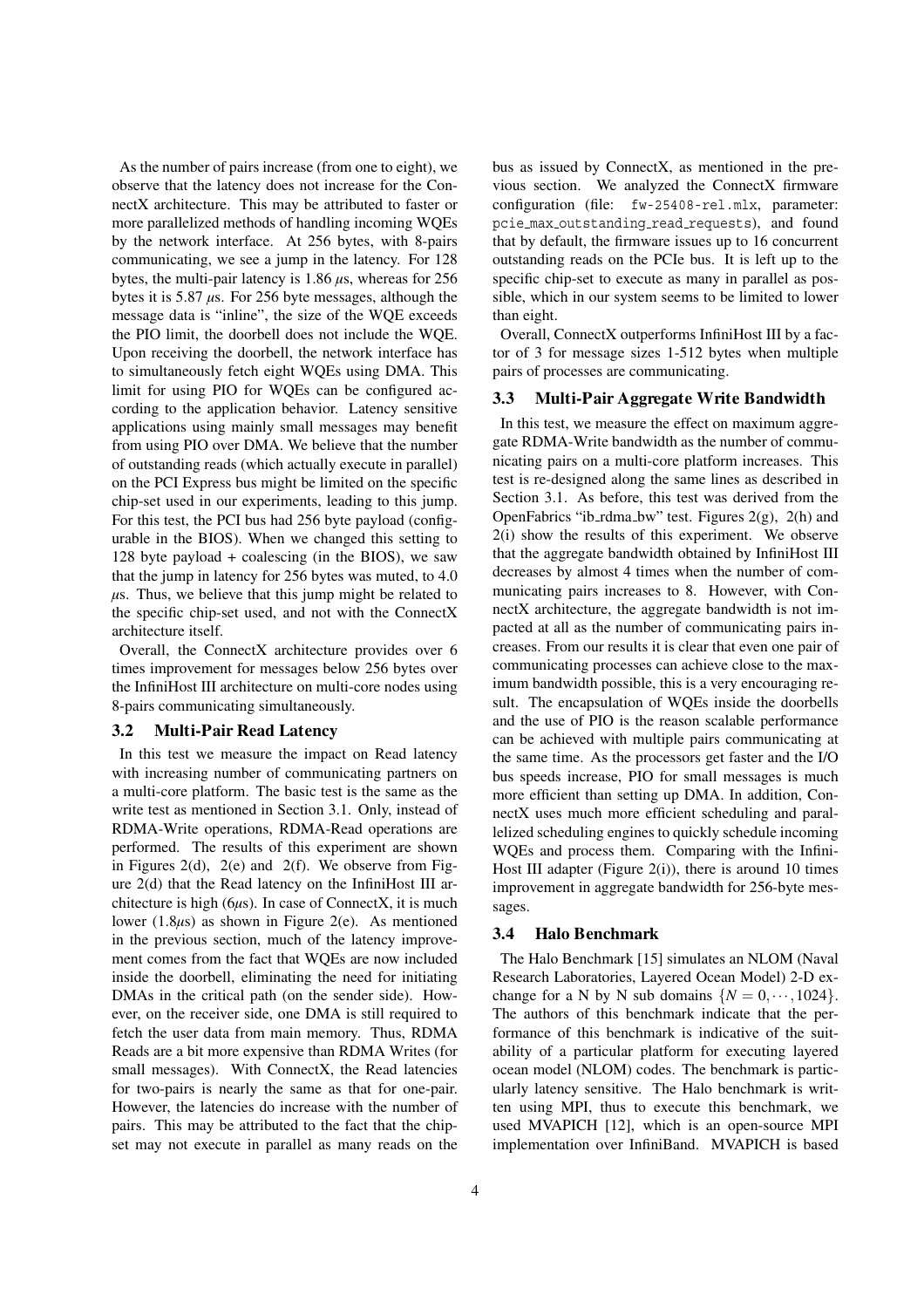As the number of pairs increase (from one to eight), we observe that the latency does not increase for the ConnectX architecture. This may be attributed to faster or more parallelized methods of handling incoming WQEs by the network interface. At 256 bytes, with 8-pairs communicating, we see a jump in the latency. For 128 bytes, the multi-pair latency is 1.86 $\mu$s, whereas for 256 bytes it is 5.87 $\mu$s. For 256 byte messages, although the message data is "inline", the size of the WQE exceeds the PIO limit, the doorbell does not include the WQE. Upon receiving the doorbell, the network interface has to simultaneously fetch eight WQEs using DMA. This limit for using PIO for WQEs can be configured according to the application behavior. Latency sensitive applications using mainly small messages may benefit from using PIO over DMA. We believe that the number of outstanding reads (which actually execute in parallel) on the PCI Express bus might be limited on the specific chip-set used in our experiments, leading to this jump. For this test, the PCI bus had 256 byte payload (configurable in the BIOS). When we changed this setting to 128 byte payload + coalescing (in the BIOS), we saw that the jump in latency for 256 bytes was muted, to 4.0 $\mu$s. Thus, we believe that this jump might be related to the specific chip-set used, and not with the ConnectX architecture itself.

Overall, the ConnectX architecture provides over 6 times improvement for messages below 256 bytes over the InfiniHost III architecture on multi-core nodes using 8-pairs communicating simultaneously.

### 3.2 Multi-Pair Read Latency

In this test we measure the impact on Read latency with increasing number of communicating partners on a multi-core platform. The basic test is the same as the write test as mentioned in Section 3.1. Only, instead of RDMA-Write operations, RDMA-Read operations are performed. The results of this experiment are shown in Figures 2(d), 2(e) and 2(f). We observe from Figure 2(d) that the Read latency on the InfiniHost III architecture is high (6$\mu$s). In case of ConnectX, it is much lower (1.8$\mu$s) as shown in Figure 2(e). As mentioned in the previous section, much of the latency improvement comes from the fact that WQEs are now included inside the doorbell, eliminating the need for initiating DMAs in the critical path (on the sender side). However, on the receiver side, one DMA is still required to fetch the user data from main memory. Thus, RDMA Reads are a bit more expensive than RDMA Writes (for small messages). With ConnectX, the Read latencies for two-pairs is nearly the same as that for one-pair. However, the latencies do increase with the number of pairs. This may be attributed to the fact that the chipset may not execute in parallel as many reads on the bus as issued by ConnectX, as mentioned in the previous section. We analyzed the ConnectX firmware configuration (file: `fw-25408-rel.mlx`, parameter: `pcie_max_outstanding_read_requests`), and found that by default, the firmware issues up to 16 concurrent outstanding reads on the PCIe bus. It is left up to the specific chip-set to execute as many in parallel as possible, which in our system seems to be limited to lower than eight.

Overall, ConnectX outperforms InfiniHost III by a factor of 3 for message sizes 1-512 bytes when multiple pairs of processes are communicating.

### 3.3 Multi-Pair Aggregate Write Bandwidth

In this test, we measure the effect on maximum aggregate RDMA-Write bandwidth as the number of communicating pairs on a multi-core platform increases. This test is re-designed along the same lines as described in Section 3.1. As before, this test was derived from the OpenFabrics "ib_rdma_bw" test. Figures 2(g), 2(h) and 2(i) show the results of this experiment. We observe that the aggregate bandwidth obtained by InfiniHost III decreases by almost 4 times when the number of communicating pairs increases to 8. However, with ConnectX architecture, the aggregate bandwidth is not impacted at all as the number of communicating pairs increases. From our results it is clear that even one pair of communicating processes can achieve close to the maximum bandwidth possible, this is a very encouraging result. The encapsulation of WQEs inside the doorbells and the use of PIO is the reason scalable performance can be achieved with multiple pairs communicating at the same time. As the processors get faster and the I/O bus speeds increase, PIO for small messages is much more efficient than setting up DMA. In addition, ConnectX uses much more efficient scheduling and parallelized scheduling engines to quickly schedule incoming WQEs and process them. Comparing with the InfiniHost III adapter (Figure 2(i)), there is around 10 times improvement in aggregate bandwidth for 256-byte messages.

### 3.4 Halo Benchmark

The Halo Benchmark [15] simulates an NLOM (Naval Research Laboratories, Layered Ocean Model) 2-D exchange for a N by N sub domains $\{N = 0, \cdots, 1024\}$. The authors of this benchmark indicate that the performance of this benchmark is indicative of the suitability of a particular platform for executing layered ocean model (NLOM) codes. The benchmark is particularly latency sensitive. The Halo benchmark is written using MPI, thus to execute this benchmark, we used MVAPICH [12], which is an open-source MPI implementation over InfiniBand. MVAPICH is based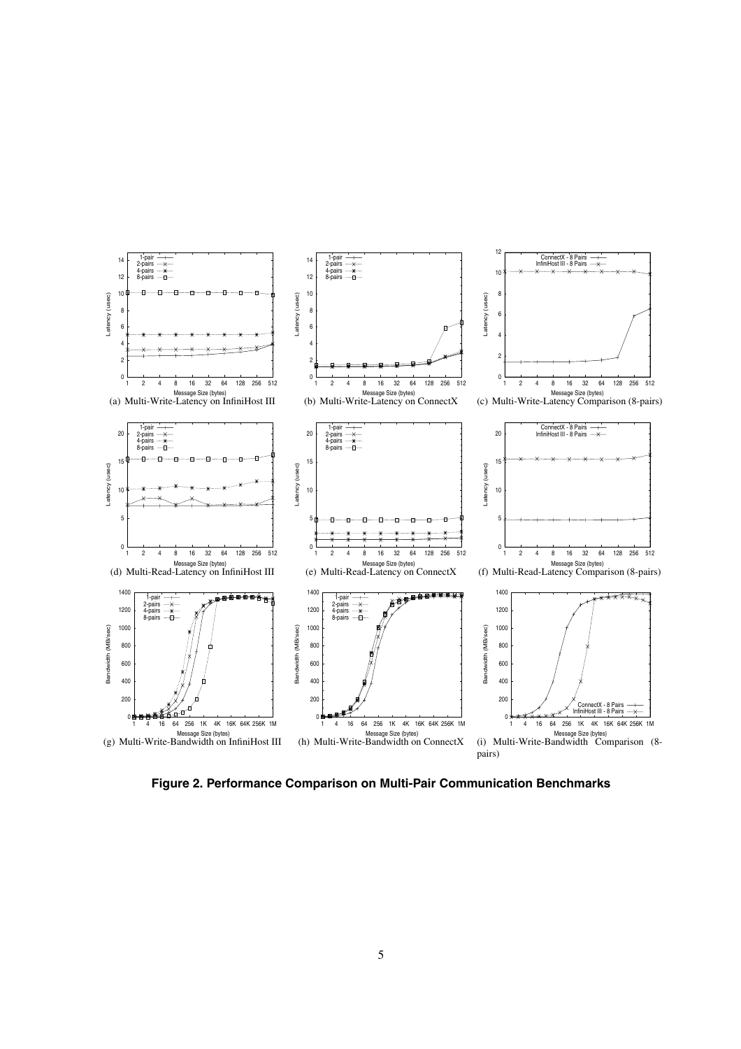(a) Multi-Write-Latency on InfiniHost III

(b) Multi-Write-Latency on ConnectX

(c) Multi-Write-Latency Comparison (8-pairs)

(d) Multi-Read-Latency on InfiniHost III

(e) Multi-Read-Latency on ConnectX

(f) Multi-Read-Latency Comparison (8-pairs)

(g) Multi-Write-Bandwidth on InfiniHost III

(h) Multi-Write-Bandwidth on ConnectX

(i) Multi-Write-Bandwidth Comparison (8-pairs)

**Figure 2. Performance Comparison on Multi-Pair Communication Benchmarks**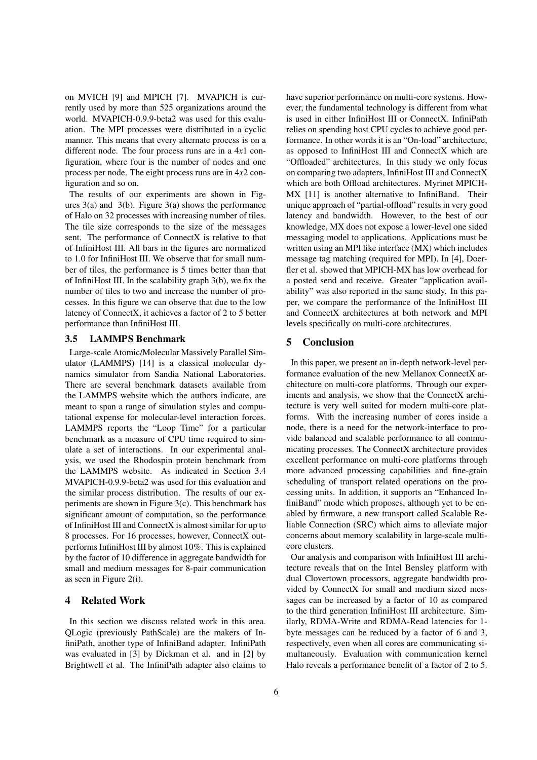on MVICH [9] and MPICH [7]. MVAPICH is currently used by more than 525 organizations around the world. MVAPICH-0.9.9-beta2 was used for this evaluation. The MPI processes were distributed in a cyclic manner. This means that every alternate process is on a different node. The four process runs are in a 4*x*1 configuration, where four is the number of nodes and one process per node. The eight process runs are in 4*x*2 configuration and so on.

The results of our experiments are shown in Figures 3(a) and 3(b). Figure 3(a) shows the performance of Halo on 32 processes with increasing number of tiles. The tile size corresponds to the size of the messages sent. The performance of ConnectX is relative to that of InfiniHost III. All bars in the figures are normalized to 1.0 for InfiniHost III. We observe that for small number of tiles, the performance is 5 times better than that of InfiniHost III. In the scalability graph 3(b), we fix the number of tiles to two and increase the number of processes. In this figure we can observe that due to the low latency of ConnectX, it achieves a factor of 2 to 5 better performance than InfiniHost III.

### 3.5 LAMMPS Benchmark

Large-scale Atomic/Molecular Massively Parallel Simulator (LAMMPS) [14] is a classical molecular dynamics simulator from Sandia National Laboratories. There are several benchmark datasets available from the LAMMPS website which the authors indicate, are meant to span a range of simulation styles and computational expense for molecular-level interaction forces. LAMMPS reports the "Loop Time" for a particular benchmark as a measure of CPU time required to simulate a set of interactions. In our experimental analysis, we used the Rhodospin protein benchmark from the LAMMPS website. As indicated in Section 3.4 MVAPICH-0.9.9-beta2 was used for this evaluation and the similar process distribution. The results of our experiments are shown in Figure 3(c). This benchmark has significant amount of computation, so the performance of InfiniHost III and ConnectX is almost similar for up to 8 processes. For 16 processes, however, ConnectX outperforms InfiniHost III by almost 10%. This is explained by the factor of 10 difference in aggregate bandwidth for small and medium messages for 8-pair communication as seen in Figure 2(i).

## 4 Related Work

In this section we discuss related work in this area. QLogic (previously PathScale) are the makers of InfiniPath, another type of InfiniBand adapter. InfiniPath was evaluated in [3] by Dickman et al. and in [2] by Brightwell et al. The InfiniPath adapter also claims to have superior performance on multi-core systems. However, the fundamental technology is different from what is used in either InfiniHost III or ConnectX. InfiniPath relies on spending host CPU cycles to achieve good performance. In other words it is an "On-load" architecture, as opposed to InfiniHost III and ConnectX which are "Offloaded" architectures. In this study we only focus on comparing two adapters, InfiniHost III and ConnectX which are both Offload architectures. Myrinet MPICH-MX [11] is another alternative to InfiniBand. Their unique approach of "partial-offload" results in very good latency and bandwidth. However, to the best of our knowledge, MX does not expose a lower-level one sided messaging model to applications. Applications must be written using an MPI like interface (MX) which includes message tag matching (required for MPI). In [4], Doerfler et al. showed that MPICH-MX has low overhead for a posted send and receive. Greater "application availability" was also reported in the same study. In this paper, we compare the performance of the InfiniHost III and ConnectX architectures at both network and MPI levels specifically on multi-core architectures.

## 5 Conclusion

In this paper, we present an in-depth network-level performance evaluation of the new Mellanox ConnectX architecture on multi-core platforms. Through our experiments and analysis, we show that the ConnectX architecture is very well suited for modern multi-core platforms. With the increasing number of cores inside a node, there is a need for the network-interface to provide balanced and scalable performance to all communicating processes. The ConnectX architecture provides excellent performance on multi-core platforms through more advanced processing capabilities and fine-grain scheduling of transport related operations on the processing units. In addition, it supports an "Enhanced InfiniBand" mode which proposes, although yet to be enabled by firmware, a new transport called Scalable Reliable Connection (SRC) which aims to alleviate major concerns about memory scalability in large-scale multi-core clusters.

Our analysis and comparison with InfiniHost III architecture reveals that on the Intel Bensley platform with dual Clovertown processors, aggregate bandwidth provided by ConnectX for small and medium sized messages can be increased by a factor of 10 as compared to the third generation InfiniHost III architecture. Similarly, RDMA-Write and RDMA-Read latencies for 1-byte messages can be reduced by a factor of 6 and 3, respectively, even when all cores are communicating simultaneously. Evaluation with communication kernel Halo reveals a performance benefit of a factor of 2 to 5.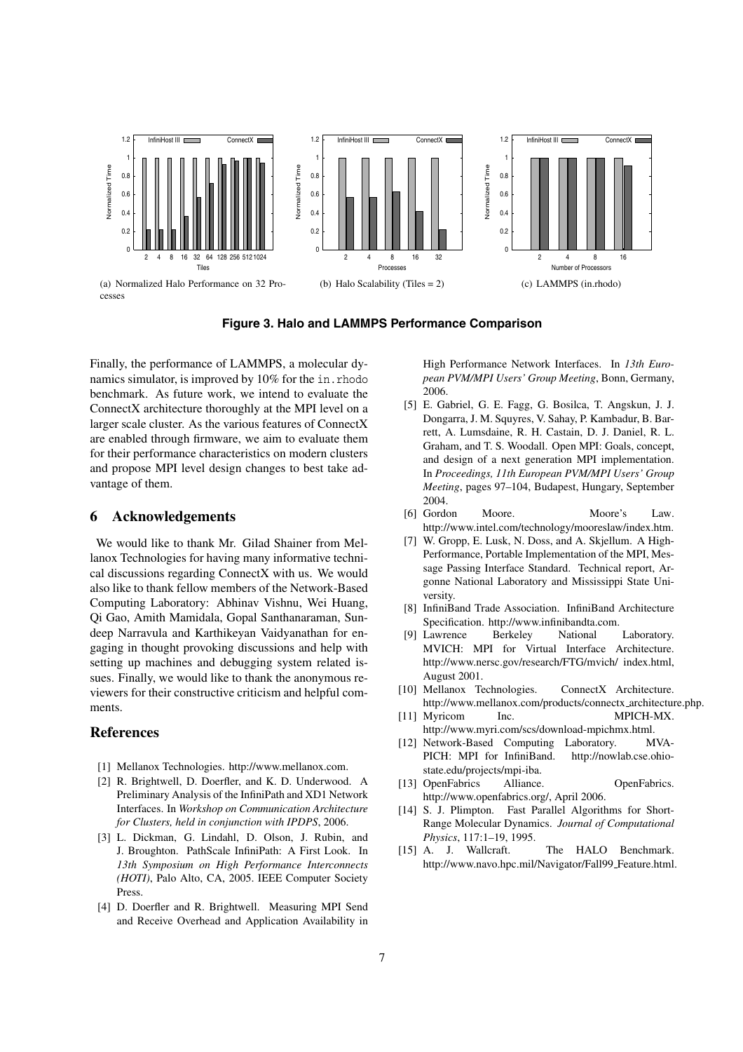1.2

InfiniHost III

ConnectX

1

0.8

0.6

0.4

0.2

0

Normalized Time

2 4 8 16 32 64 128 256 512 1024

Tiles

(a) Normalized Halo Performance on 32 Processes

1.2

InfiniHost III

ConnectX

1

0.8

0.6

0.4

0.2

0

Normalized Time

2 4 8 16 32

Processes

(b) Halo Scalability (Tiles = 2)

1.2

InfiniHost III

ConnectX

1

0.8

0.6

0.4

0.2

0

Normalized Time

2 4 8 16

Number of Processors

(c) LAMMPS (in.rhodo)

**Figure 3. Halo and LAMMPS Performance Comparison**

Finally, the performance of LAMMPS, a molecular dynamics simulator, is improved by 10% for the `in.rhodo` benchmark. As future work, we intend to evaluate the ConnectX architecture thoroughly at the MPI level on a larger scale cluster. As the various features of ConnectX are enabled through firmware, we aim to evaluate them for their performance characteristics on modern clusters and propose MPI level design changes to best take advantage of them.

## 6 Acknowledgements

We would like to thank Mr. Gilad Shainer from Mellanox Technologies for having many informative technical discussions regarding ConnectX with us. We would also like to thank fellow members of the Network-Based Computing Laboratory: Abhinav Vishnu, Wei Huang, Qi Gao, Amith Mamidala, Gopal Santhanaraman, Sundeep Narravula and Karthikeyan Vaidyanathan for engaging in thought provoking discussions and help with setting up machines and debugging system related issues. Finally, we would like to thank the anonymous reviewers for their constructive criticism and helpful comments.

## References

[1] Mellanox Technologies. http://www.mellanox.com.

[2] R. Brightwell, D. Doerfler, and K. D. Underwood. A Preliminary Analysis of the InfiniPath and XD1 Network Interfaces. In *Workshop on Communication Architecture for Clusters, held in conjunction with IPDPS*, 2006.

[3] L. Dickman, G. Lindahl, D. Olson, J. Rubin, and J. Broughton. PathScale InfiniPath: A First Look. In *13th Symposium on High Performance Interconnects (HOTI)*, Palo Alto, CA, 2005. IEEE Computer Society Press.

[4] D. Doerfler and R. Brightwell. Measuring MPI Send and Receive Overhead and Application Availability in High Performance Network Interfaces. In *13th European PVM/MPI Users' Group Meeting*, Bonn, Germany, 2006.

[5] E. Gabriel, G. E. Fagg, G. Bosilca, T. Angskun, J. J. Dongarra, J. M. Squyres, V. Sahay, P. Kambadur, B. Barrett, A. Lumsdaine, R. H. Castain, D. J. Daniel, R. L. Graham, and T. S. Woodall. Open MPI: Goals, concept, and design of a next generation MPI implementation. In *Proceedings, 11th European PVM/MPI Users' Group Meeting*, pages 97–104, Budapest, Hungary, September 2004.

[6] Gordon Moore. Moore's Law. http://www.intel.com/technology/mooreslaw/index.htm.

[7] W. Gropp, E. Lusk, N. Doss, and A. Skjellum. A High-Performance, Portable Implementation of the MPI, Message Passing Interface Standard. Technical report, Argonne National Laboratory and Mississippi State University.

[8] InfiniBand Trade Association. InfiniBand Architecture Specification. http://www.infinibandta.com.

[9] Lawrence Berkeley National Laboratory. MVICH: MPI for Virtual Interface Architecture. http://www.nersc.gov/research/FTG/mvich/ index.html, August 2001.

[10] Mellanox Technologies. ConnectX Architecture. http://www.mellanox.com/products/connectx_architecture.php.

[11] Myricom Inc. MPICH-MX. http://www.myri.com/scs/download-mpichmx.html.

[12] Network-Based Computing Laboratory. MVAPICH: MPI for InfiniBand. http://nowlab.cse.ohio-state.edu/projects/mpi-iba.

[13] OpenFabrics Alliance. OpenFabrics. http://www.openfabrics.org/, April 2006.

[14] S. J. Plimpton. Fast Parallel Algorithms for Short-Range Molecular Dynamics. *Journal of Computational Physics*, 117:1–19, 1995.

[15] A. J. Wallcraft. The HALO Benchmark. http://www.navo.hpc.mil/Navigator/Fall99_Feature.html.